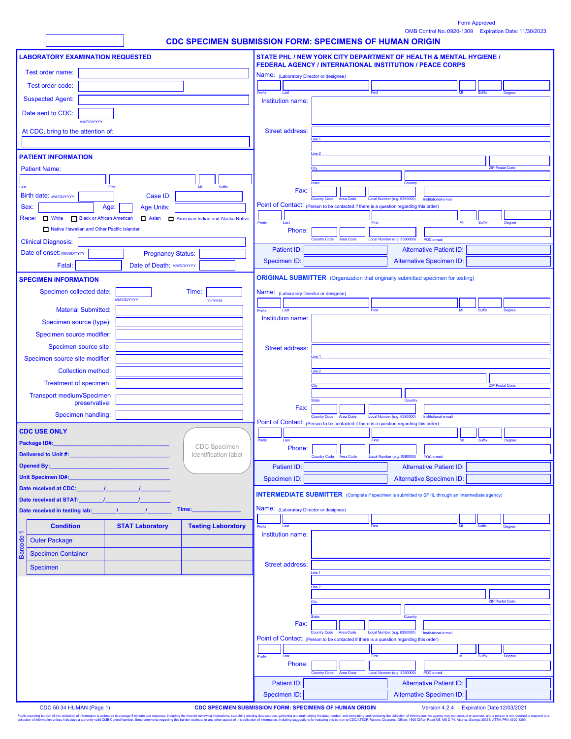Form Approved
OMB Control No.:0920-1309 Expiration Date: 11/30/2023

# CDC SPECIMEN SUBMISSION FORM: SPECIMENS OF HUMAN ORIGIN

## LABORATORY EXAMINATION REQUESTED

Test order name:

Test order code:

Suspected Agent:

Date sent to CDC: MM/DD/YYYY

At CDC, bring to the attention of:

## PATIENT INFORMATION

Patient Name:
Last | First | MI | Suffix

Birth date: MM/DD/YYYY    Case ID:

Sex:    Age:    Age Units:

Race: ☐ White ☐ Black or African American ☐ Asian ☐ American Indian and Alaska Native ☐ Native Hawaiian and Other Pacific Islander

Clinical Diagnosis:

Date of onset: MM/DD/YYYY    Pregnancy Status:

Fatal:    Date of Death: MM/DD/YYYY

## SPECIMEN INFORMATION

Specimen collected date: MM/DD/YYYY    Time: hh:mm:ss

Material Submitted:

Specimen source (type):

Specimen source modifier:

Specimen source site:

Specimen source site modifier:

Collection method:

Treatment of specimen:

Transport medium/Specimen preservative:

Specimen handling:

## CDC USE ONLY

**Package ID#:**______________________________

**Delivered to Unit #:**______________________________

**Opened By:**______________________________

**Unit Specimen ID#:**______________________________

**Date received at CDC:**________/__________/__________

**Date received at STAT:**________/__________/__________

**Date received in testing lab:**________/__________/__________    **Time:**______________

CDC Specimen Identification label

Barcode 1

| Condition | STAT Laboratory | Testing Laboratory |
|---|---|---|
| Outer Package | | |
| Specimen Container | | |
| Specimen | | |

## STATE PHL / NEW YORK CITY DEPARTMENT OF HEALTH & MENTAL HYGIENE / FEDERAL AGENCY / INTERNATIONAL INSTITUTION / PEACE CORPS

Name: (Laboratory Director or designee)
Prefix | Last | First | MI | Suffix | Degree

Institution name:

Street address:
Line 1
Line 2
City | ZIP Postal Code
State | Country

Fax: Country Code | Area Code | Local Number (e.g. 6390000) | Institutional e-mail

Point of Contact: (Person to be contacted if there is a question regarding this order)
Prefix | Last | First | MI | Suffix | Degree

Phone: Country Code | Area Code | Local Number (e.g. 6390000) | POC e-mail

Patient ID:    Alternative Patient ID:

Specimen ID:    Alternative Specimen ID:

## ORIGINAL SUBMITTER (Organization that originally submitted specimen for testing)

Name: (Laboratory Director or designee)
Prefix | Last | First | MI | Suffix | Degree

Institution name:

Street address:
Line 1
Line 2
City | ZIP Postal Code
State | Country

Fax: Country Code | Area Code | Local Number (e.g. 6390000) | Institutional e-mail

Point of Contact: (Person to be contacted if there is a question regarding this order)
Prefix | Last | First | MI | Suffix | Degree

Phone: Country Code | Area Code | Local Number (e.g. 6390000) | POC e-mail

Patient ID:    Alternative Patient ID:

Specimen ID:    Alternative Specimen ID:

## INTERMEDIATE SUBMITTER (Complete if specimen is submitted to SPHL through an intermediate agency)

Name: (Laboratory Director or designee)
Prefix | Last | First | MI | Suffix | Degree

Institution name:

Street address:
Line 1
Line 2
City | ZIP Postal Code
State | Country

Fax: Country Code | Area Code | Local Number (e.g. 6390000) | Institutional e-mail

Point of Contact: (Person to be contacted if there is a question regarding this order)
Prefix | Last | First | MI | Suffix | Degree

Phone: Country Code | Area Code | Local Number (e.g. 6390000) | POC e-mail

Patient ID:    Alternative Patient ID:

Specimen ID:    Alternative Specimen ID:

CDC 50.34 HUMAN (Page 1)    CDC SPECIMEN SUBMISSION FORM: SPECIMENS OF HUMAN ORIGIN    Version 4.2.4    Expiration Date 12/03/2021

Public reporting burden of this collection of information is estimated to average 5 minutes per response, including the time for reviewing instructions, searching existing data sources, gathering and maintaining the data needed, and completing and reviewing the collection of information. An agency may not conduct or sponsor, and a person is not required to respond to a collection of information unless it displays a currently valid OMB Control Number. Send comments regarding this burden estimate or any other aspect of this collection of information, including suggestions for reducing this burden to CDC/ATSDR Reports Clearance Officer, 1600 Clifton Road NE, MS D-74, Atlanta, Georgia 30333; ATTN: PRA 0920-1309.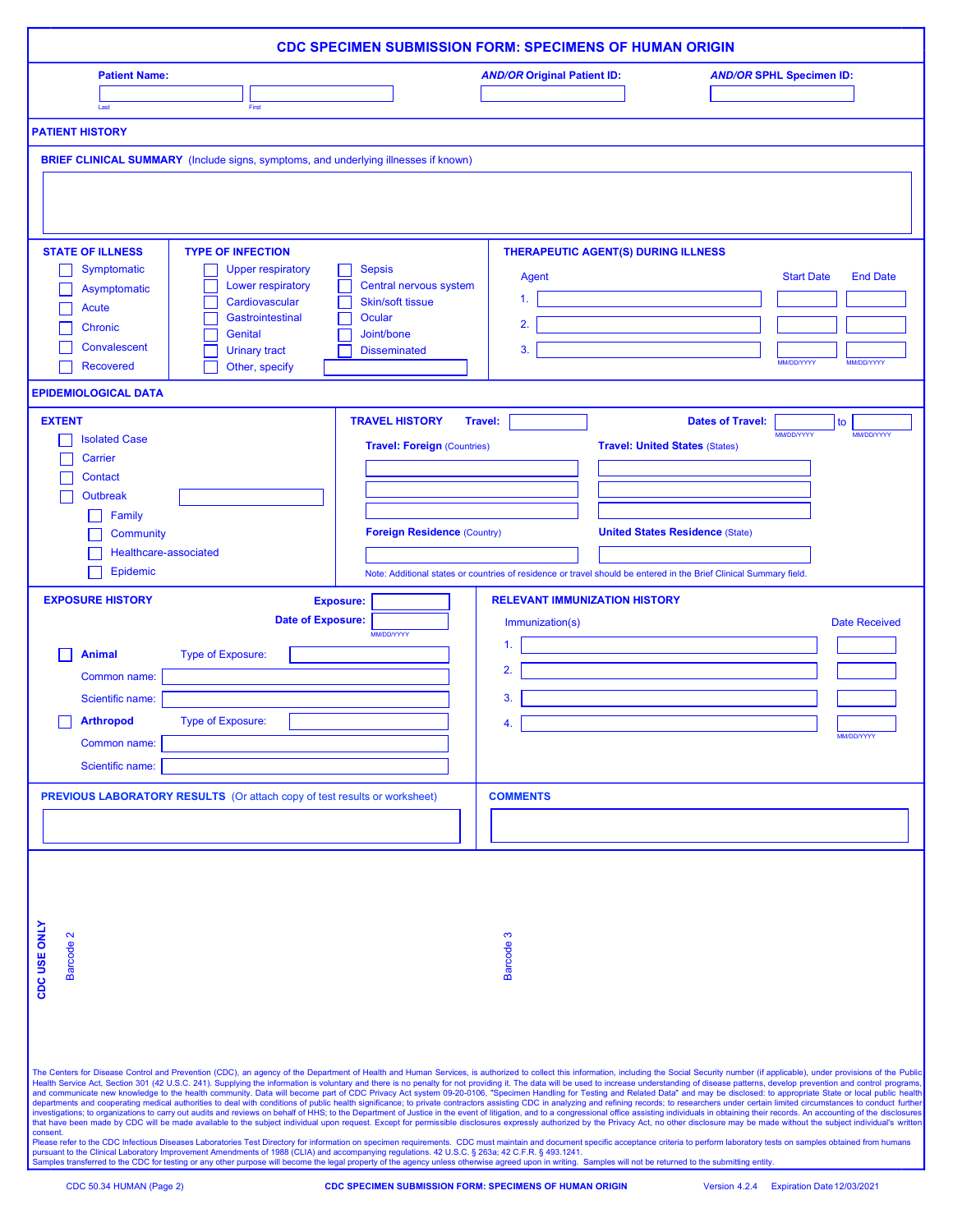# CDC SPECIMEN SUBMISSION FORM: SPECIMENS OF HUMAN ORIGIN

**Patient Name:** ____________ (Last) ____________ (First)

***AND/OR* Original Patient ID:** ____________

***AND/OR* SPHL Specimen ID:** ____________

## PATIENT HISTORY

**BRIEF CLINICAL SUMMARY** (Include signs, symptoms, and underlying illnesses if known)

**STATE OF ILLNESS**

- ☐ Symptomatic
- ☐ Asymptomatic
- ☐ Acute
- ☐ Chronic
- ☐ Convalescent
- ☐ Recovered

**TYPE OF INFECTION**

- ☐ Upper respiratory
- ☐ Lower respiratory
- ☐ Cardiovascular
- ☐ Gastrointestinal
- ☐ Genital
- ☐ Urinary tract
- ☐ Other, specify
- ☐ Sepsis
- ☐ Central nervous system
- ☐ Skin/soft tissue
- ☐ Ocular
- ☐ Joint/bone
- ☐ Disseminated

**THERAPEUTIC AGENT(S) DURING ILLNESS**

| Agent | Start Date | End Date |
|---|---|---|
| 1. | | |
| 2. | | |
| 3. | MM/DD/YYYY | MM/DD/YYYY |

## EPIDEMIOLOGICAL DATA

**EXTENT**

- ☐ Isolated Case
- ☐ Carrier
- ☐ Contact
- ☐ Outbreak ____________
  - ☐ Family
  - ☐ Community
  - ☐ Healthcare-associated
  - ☐ Epidemic

**TRAVEL HISTORY** Travel: ____________ **Dates of Travel:** ____________ (MM/DD/YYYY) to ____________ (MM/DD/YYYY)

**Travel: Foreign** (Countries)

**Travel: United States** (States)

**Foreign Residence** (Country)

**United States Residence** (State)

Note: Additional states or countries of residence or travel should be entered in the Brief Clinical Summary field.

**EXPOSURE HISTORY**

**Exposure:** ____________

**Date of Exposure:** ____________ (MM/DD/YYYY)

☐ **Animal** Type of Exposure: ____________

Common name: ____________

Scientific name: ____________

☐ **Arthropod** Type of Exposure: ____________

Common name: ____________

Scientific name: ____________

**RELEVANT IMMUNIZATION HISTORY**

| Immunization(s) | Date Received |
|---|---|
| 1. | |
| 2. | |
| 3. | |
| 4. | MM/DD/YYYY |

**PREVIOUS LABORATORY RESULTS** (Or attach copy of test results or worksheet)

**COMMENTS**

CDC USE ONLY

Barcode 2

Barcode 3

The Centers for Disease Control and Prevention (CDC), an agency of the Department of Health and Human Services, is authorized to collect this information, including the Social Security number (if applicable), under provisions of the Public Health Service Act, Section 301 (42 U.S.C. 241). Supplying the information is voluntary and there is no penalty for not providing it. The data will be used to increase understanding of disease patterns, develop prevention and control programs, and communicate new knowledge to the health community. Data will become part of CDC Privacy Act system 09-20-0106, "Specimen Handling for Testing and Related Data" and may be disclosed: to appropriate State or local public health departments and cooperating medical authorities to deal with conditions of public health significance; to private contractors assisting CDC in analyzing and refining records; to researchers under certain limited circumstances to conduct further investigations; to organizations to carry out audits and reviews on behalf of HHS; to the Department of Justice in the event of litigation, and to a congressional office assisting individuals in obtaining their records. An accounting of the disclosures that have been made by CDC will be made available to the subject individual upon request. Except for permissible disclosures expressly authorized by the Privacy Act, no other disclosure may be made without the subject individual's written consent.

Please refer to the CDC Infectious Diseases Laboratories Test Directory for information on specimen requirements. CDC must maintain and document specific acceptance criteria to perform laboratory tests on samples obtained from humans pursuant to the Clinical Laboratory Improvement Amendments of 1988 (CLIA) and accompanying regulations. 42 U.S.C. § 263a; 42 C.F.R. § 493.1241.

Samples transferred to the CDC for testing or any other purpose will become the legal property of the agency unless otherwise agreed upon in writing. Samples will not be returned to the submitting entity.

CDC 50.34 HUMAN (Page 2) CDC SPECIMEN SUBMISSION FORM: SPECIMENS OF HUMAN ORIGIN Version 4.2.4 Expiration Date 12/03/2021